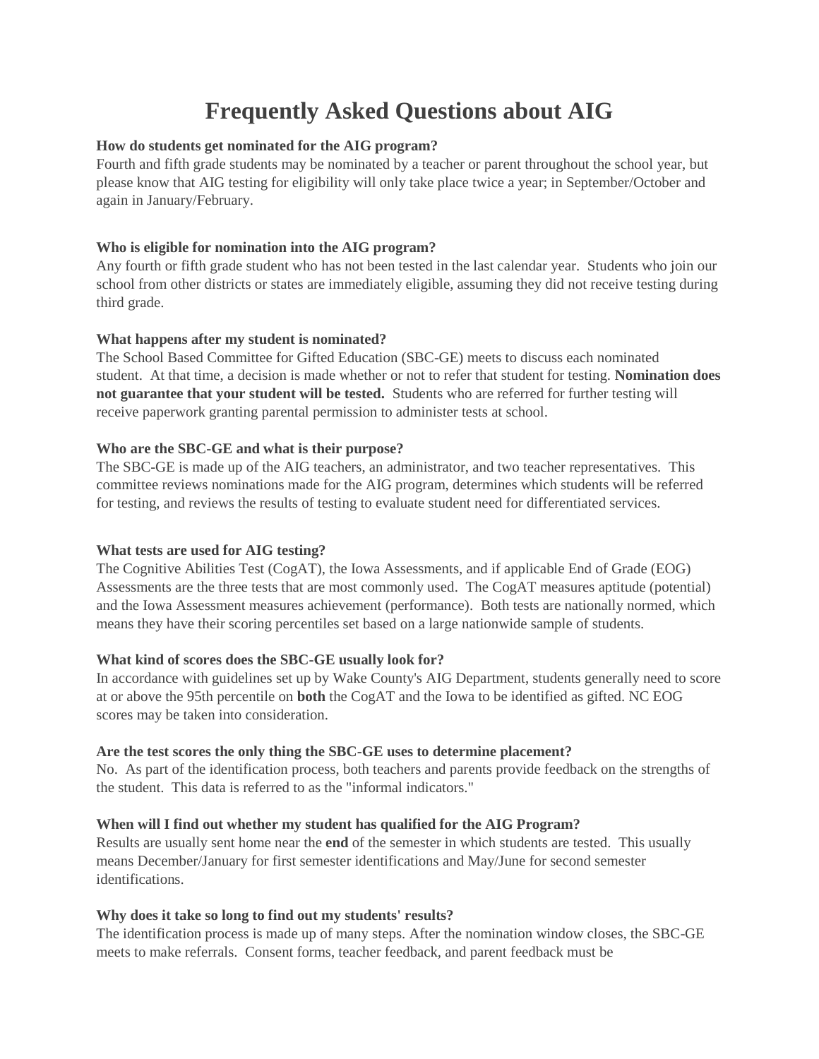# Frequently Asked Questions about AIG

**How do students get nominated for the AIG program?**
Fourth and fifth grade students may be nominated by a teacher or parent throughout the school year, but please know that AIG testing for eligibility will only take place twice a year; in September/October and again in January/February.

**Who is eligible for nomination into the AIG program?**
Any fourth or fifth grade student who has not been tested in the last calendar year. Students who join our school from other districts or states are immediately eligible, assuming they did not receive testing during third grade.

**What happens after my student is nominated?**
The School Based Committee for Gifted Education (SBC-GE) meets to discuss each nominated student. At that time, a decision is made whether or not to refer that student for testing. **Nomination does not guarantee that your student will be tested.** Students who are referred for further testing will receive paperwork granting parental permission to administer tests at school.

**Who are the SBC-GE and what is their purpose?**
The SBC-GE is made up of the AIG teachers, an administrator, and two teacher representatives. This committee reviews nominations made for the AIG program, determines which students will be referred for testing, and reviews the results of testing to evaluate student need for differentiated services.

**What tests are used for AIG testing?**
The Cognitive Abilities Test (CogAT), the Iowa Assessments, and if applicable End of Grade (EOG) Assessments are the three tests that are most commonly used. The CogAT measures aptitude (potential) and the Iowa Assessment measures achievement (performance). Both tests are nationally normed, which means they have their scoring percentiles set based on a large nationwide sample of students.

**What kind of scores does the SBC-GE usually look for?**
In accordance with guidelines set up by Wake County's AIG Department, students generally need to score at or above the 95th percentile on **both** the CogAT and the Iowa to be identified as gifted. NC EOG scores may be taken into consideration.

**Are the test scores the only thing the SBC-GE uses to determine placement?**
No. As part of the identification process, both teachers and parents provide feedback on the strengths of the student. This data is referred to as the "informal indicators."

**When will I find out whether my student has qualified for the AIG Program?**
Results are usually sent home near the **end** of the semester in which students are tested. This usually means December/January for first semester identifications and May/June for second semester identifications.

**Why does it take so long to find out my students' results?**
The identification process is made up of many steps. After the nomination window closes, the SBC-GE meets to make referrals. Consent forms, teacher feedback, and parent feedback must be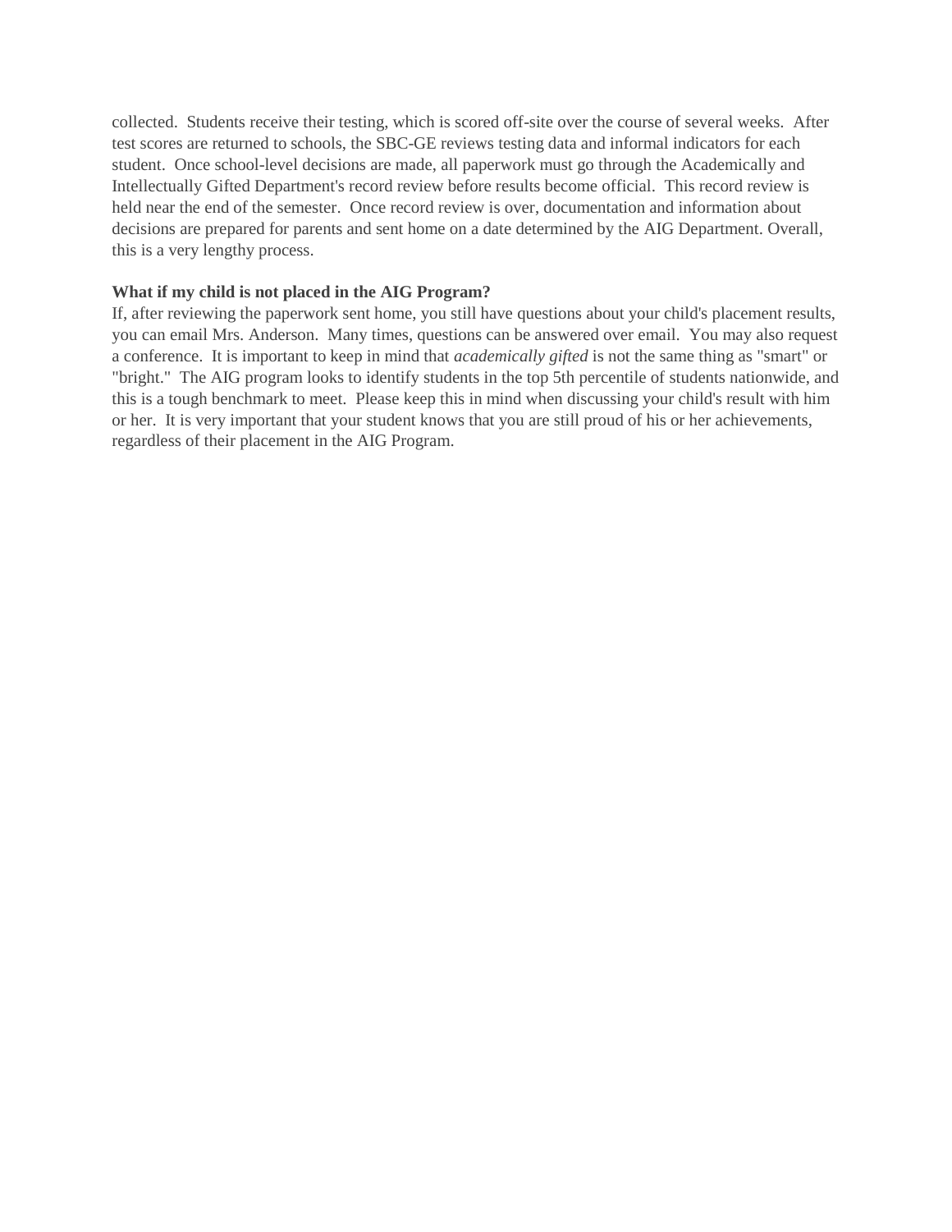collected. Students receive their testing, which is scored off-site over the course of several weeks. After test scores are returned to schools, the SBC-GE reviews testing data and informal indicators for each student. Once school-level decisions are made, all paperwork must go through the Academically and Intellectually Gifted Department's record review before results become official. This record review is held near the end of the semester. Once record review is over, documentation and information about decisions are prepared for parents and sent home on a date determined by the AIG Department. Overall, this is a very lengthy process.

**What if my child is not placed in the AIG Program?**

If, after reviewing the paperwork sent home, you still have questions about your child's placement results, you can email Mrs. Anderson. Many times, questions can be answered over email. You may also request a conference. It is important to keep in mind that *academically gifted* is not the same thing as "smart" or "bright." The AIG program looks to identify students in the top 5th percentile of students nationwide, and this is a tough benchmark to meet. Please keep this in mind when discussing your child's result with him or her. It is very important that your student knows that you are still proud of his or her achievements, regardless of their placement in the AIG Program.